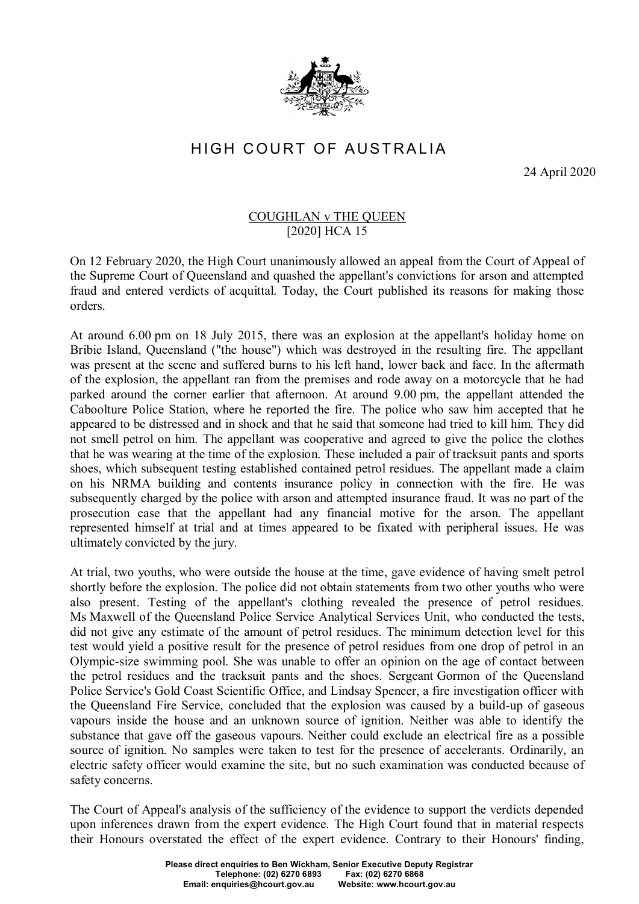# HIGH COURT OF AUSTRALIA

24 April 2020

COUGHLAN v THE QUEEN
[2020] HCA 15

On 12 February 2020, the High Court unanimously allowed an appeal from the Court of Appeal of the Supreme Court of Queensland and quashed the appellant's convictions for arson and attempted fraud and entered verdicts of acquittal. Today, the Court published its reasons for making those orders.

At around 6.00 pm on 18 July 2015, there was an explosion at the appellant's holiday home on Bribie Island, Queensland ("the house") which was destroyed in the resulting fire. The appellant was present at the scene and suffered burns to his left hand, lower back and face. In the aftermath of the explosion, the appellant ran from the premises and rode away on a motorcycle that he had parked around the corner earlier that afternoon. At around 9.00 pm, the appellant attended the Caboolture Police Station, where he reported the fire. The police who saw him accepted that he appeared to be distressed and in shock and that he said that someone had tried to kill him. They did not smell petrol on him. The appellant was cooperative and agreed to give the police the clothes that he was wearing at the time of the explosion. These included a pair of tracksuit pants and sports shoes, which subsequent testing established contained petrol residues. The appellant made a claim on his NRMA building and contents insurance policy in connection with the fire. He was subsequently charged by the police with arson and attempted insurance fraud. It was no part of the prosecution case that the appellant had any financial motive for the arson. The appellant represented himself at trial and at times appeared to be fixated with peripheral issues. He was ultimately convicted by the jury.

At trial, two youths, who were outside the house at the time, gave evidence of having smelt petrol shortly before the explosion. The police did not obtain statements from two other youths who were also present. Testing of the appellant's clothing revealed the presence of petrol residues. Ms Maxwell of the Queensland Police Service Analytical Services Unit, who conducted the tests, did not give any estimate of the amount of petrol residues. The minimum detection level for this test would yield a positive result for the presence of petrol residues from one drop of petrol in an Olympic-size swimming pool. She was unable to offer an opinion on the age of contact between the petrol residues and the tracksuit pants and the shoes. Sergeant Gormon of the Queensland Police Service's Gold Coast Scientific Office, and Lindsay Spencer, a fire investigation officer with the Queensland Fire Service, concluded that the explosion was caused by a build-up of gaseous vapours inside the house and an unknown source of ignition. Neither was able to identify the substance that gave off the gaseous vapours. Neither could exclude an electrical fire as a possible source of ignition. No samples were taken to test for the presence of accelerants. Ordinarily, an electric safety officer would examine the site, but no such examination was conducted because of safety concerns.

The Court of Appeal's analysis of the sufficiency of the evidence to support the verdicts depended upon inferences drawn from the expert evidence. The High Court found that in material respects their Honours overstated the effect of the expert evidence. Contrary to their Honours' finding,

**Please direct enquiries to Ben Wickham, Senior Executive Deputy Registrar**
**Telephone: (02) 6270 6893 Fax: (02) 6270 6868**
**Email: enquiries@hcourt.gov.au Website: www.hcourt.gov.au**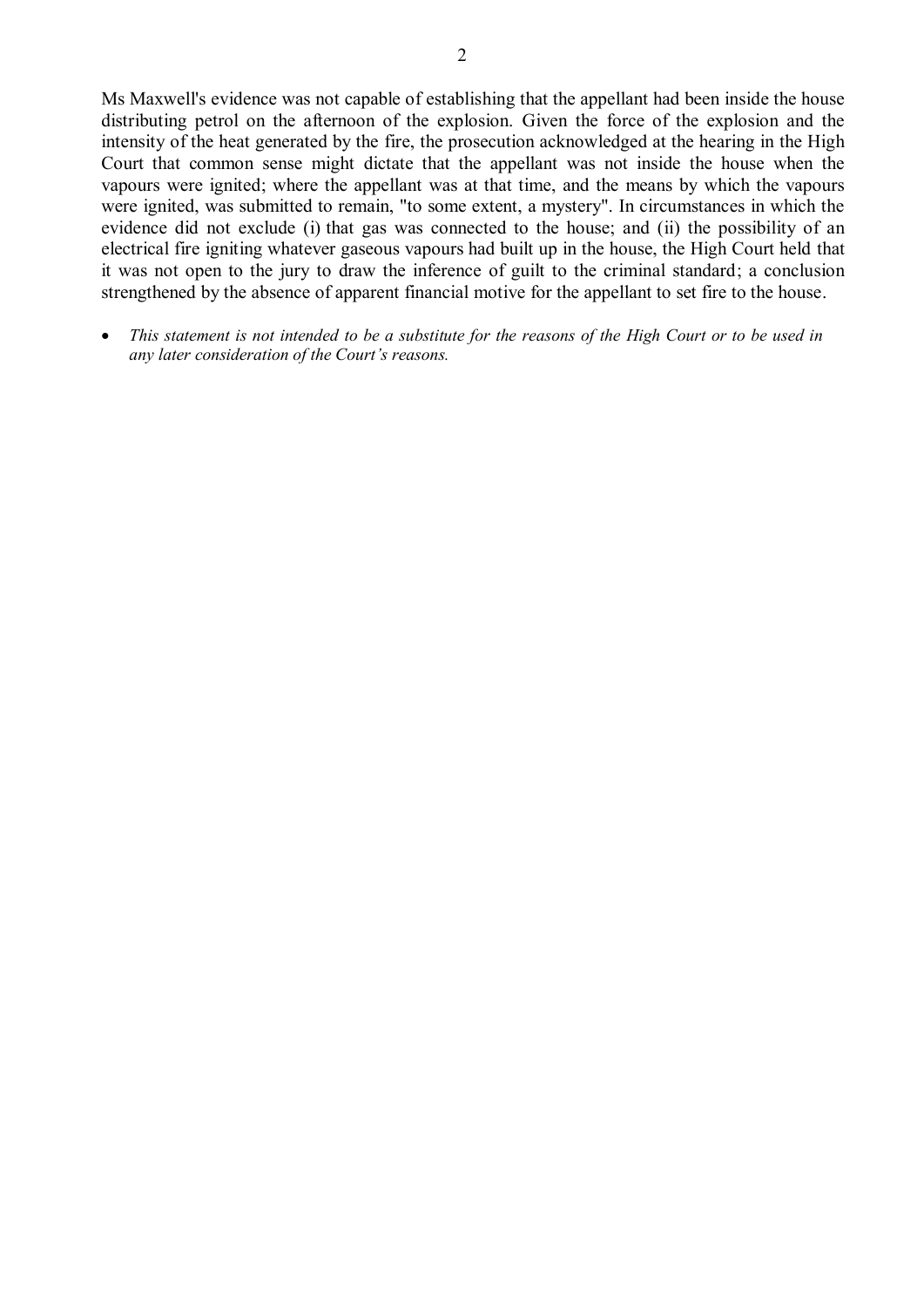Ms Maxwell's evidence was not capable of establishing that the appellant had been inside the house distributing petrol on the afternoon of the explosion. Given the force of the explosion and the intensity of the heat generated by the fire, the prosecution acknowledged at the hearing in the High Court that common sense might dictate that the appellant was not inside the house when the vapours were ignited; where the appellant was at that time, and the means by which the vapours were ignited, was submitted to remain, "to some extent, a mystery". In circumstances in which the evidence did not exclude (i) that gas was connected to the house; and (ii) the possibility of an electrical fire igniting whatever gaseous vapours had built up in the house, the High Court held that it was not open to the jury to draw the inference of guilt to the criminal standard; a conclusion strengthened by the absence of apparent financial motive for the appellant to set fire to the house.

- *This statement is not intended to be a substitute for the reasons of the High Court or to be used in any later consideration of the Court's reasons.*